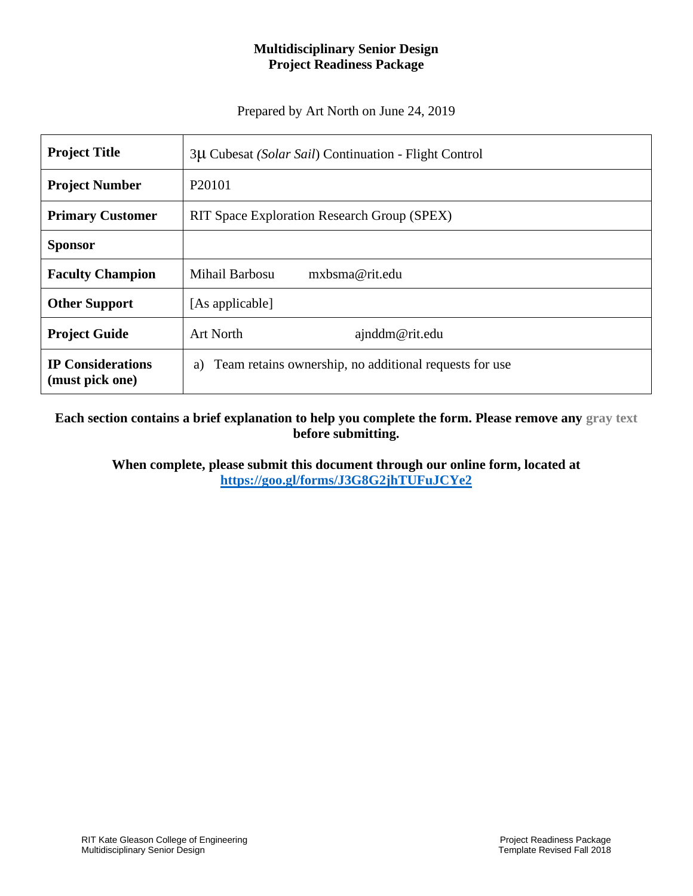**Multidisciplinary Senior Design**
**Project Readiness Package**

Prepared by Art North on June 24, 2019

| | |
|---|---|
| **Project Title** | 3μ Cubesat *(Solar Sail*) Continuation - Flight Control |
| **Project Number** | P20101 |
| **Primary Customer** | RIT Space Exploration Research Group (SPEX) |
| **Sponsor** | |
| **Faculty Champion** | Mihail Barbosu     mxbsma@rit.edu |
| **Other Support** | [As applicable] |
| **Project Guide** | Art North     ajnddm@rit.edu |
| **IP Considerations (must pick one)** | a) Team retains ownership, no additional requests for use |

**Each section contains a brief explanation to help you complete the form. Please remove any gray text before submitting.**

**When complete, please submit this document through our online form, located at https://goo.gl/forms/J3G8G2jhTUFuJCYe2**

RIT Kate Gleason College of Engineering
Multidisciplinary Senior Design

Project Readiness Package
Template Revised Fall 2018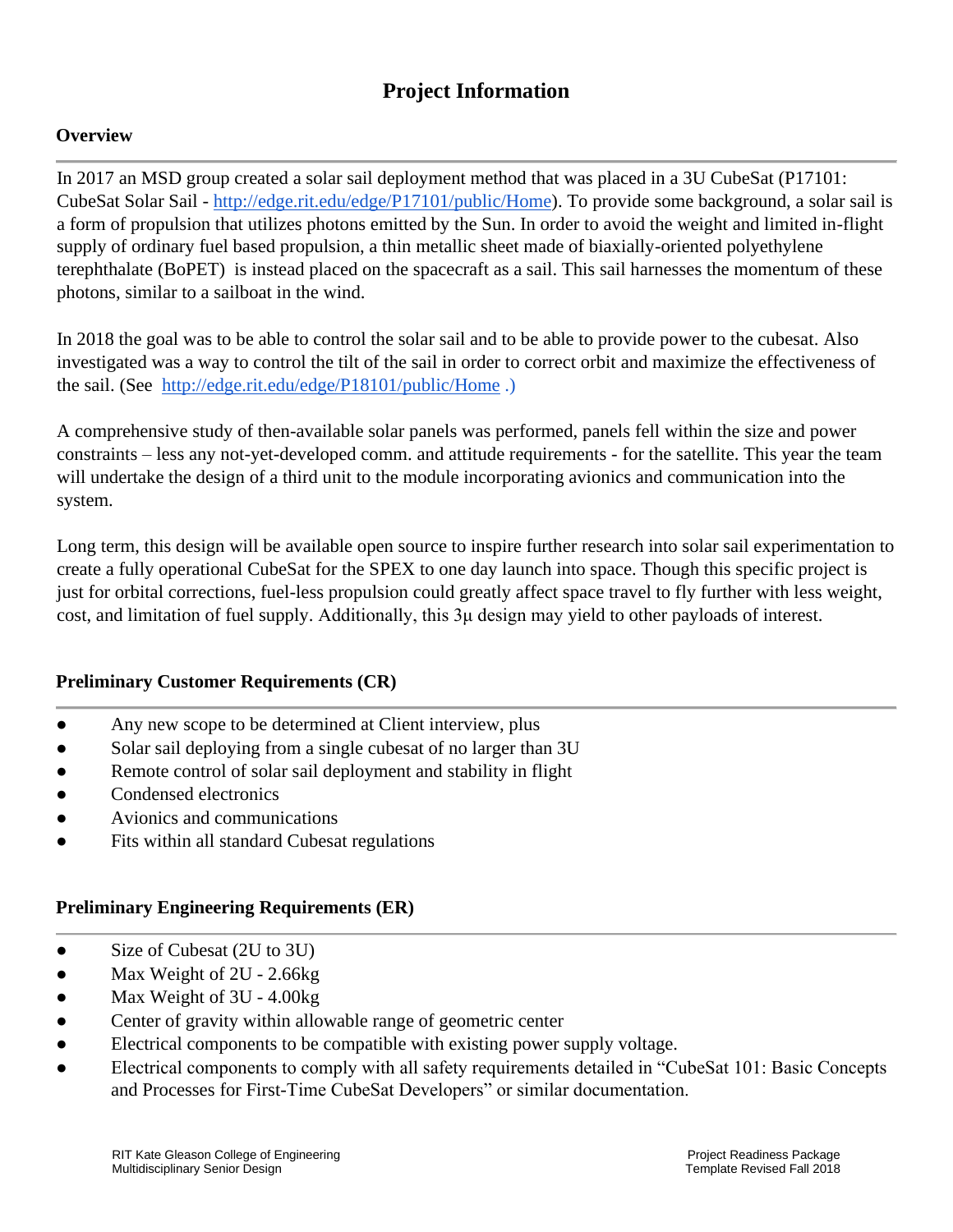# Project Information

## Overview

In 2017 an MSD group created a solar sail deployment method that was placed in a 3U CubeSat (P17101: CubeSat Solar Sail - http://edge.rit.edu/edge/P17101/public/Home). To provide some background, a solar sail is a form of propulsion that utilizes photons emitted by the Sun. In order to avoid the weight and limited in-flight supply of ordinary fuel based propulsion, a thin metallic sheet made of biaxially-oriented polyethylene terephthalate (BoPET) is instead placed on the spacecraft as a sail. This sail harnesses the momentum of these photons, similar to a sailboat in the wind.

In 2018 the goal was to be able to control the solar sail and to be able to provide power to the cubesat. Also investigated was a way to control the tilt of the sail in order to correct orbit and maximize the effectiveness of the sail. (See http://edge.rit.edu/edge/P18101/public/Home .)

A comprehensive study of then-available solar panels was performed, panels fell within the size and power constraints – less any not-yet-developed comm. and attitude requirements - for the satellite. This year the team will undertake the design of a third unit to the module incorporating avionics and communication into the system.

Long term, this design will be available open source to inspire further research into solar sail experimentation to create a fully operational CubeSat for the SPEX to one day launch into space. Though this specific project is just for orbital corrections, fuel-less propulsion could greatly affect space travel to fly further with less weight, cost, and limitation of fuel supply. Additionally, this 3µ design may yield to other payloads of interest.

## Preliminary Customer Requirements (CR)

- Any new scope to be determined at Client interview, plus
- Solar sail deploying from a single cubesat of no larger than 3U
- Remote control of solar sail deployment and stability in flight
- Condensed electronics
- Avionics and communications
- Fits within all standard Cubesat regulations

## Preliminary Engineering Requirements (ER)

- Size of Cubesat (2U to 3U)
- Max Weight of 2U - 2.66kg
- Max Weight of 3U - 4.00kg
- Center of gravity within allowable range of geometric center
- Electrical components to be compatible with existing power supply voltage.
- Electrical components to comply with all safety requirements detailed in "CubeSat 101: Basic Concepts and Processes for First-Time CubeSat Developers" or similar documentation.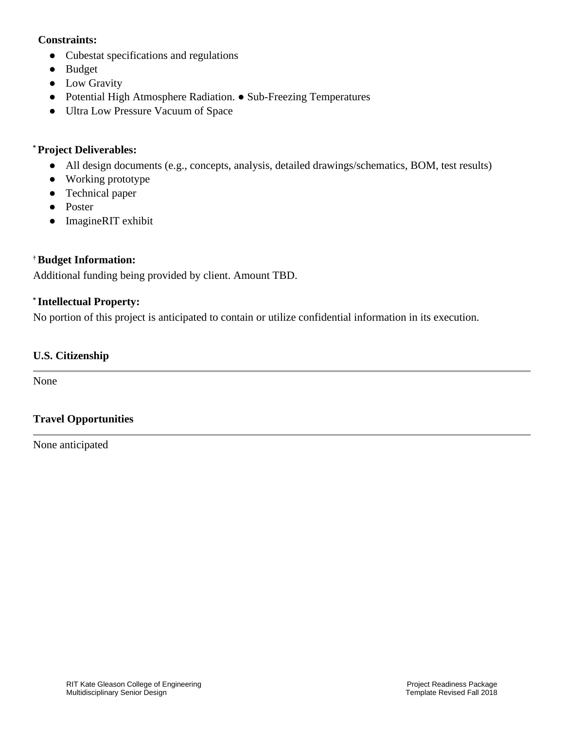**Constraints:**

- Cubestat specifications and regulations
- Budget
- Low Gravity
- Potential High Atmosphere Radiation. ● Sub-Freezing Temperatures
- Ultra Low Pressure Vacuum of Space

**\* Project Deliverables:**

- All design documents (e.g., concepts, analysis, detailed drawings/schematics, BOM, test results)
- Working prototype
- Technical paper
- Poster
- ImagineRIT exhibit

**† Budget Information:**

Additional funding being provided by client. Amount TBD.

**\* Intellectual Property:**

No portion of this project is anticipated to contain or utilize confidential information in its execution.

**U.S. Citizenship**

None

**Travel Opportunities**

None anticipated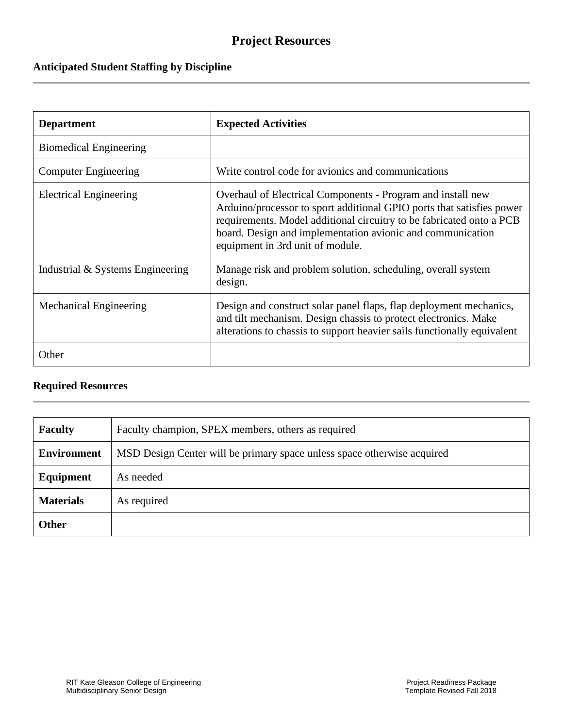# Project Resources

## Anticipated Student Staffing by Discipline

| Department | Expected Activities |
|---|---|
| Biomedical Engineering | |
| Computer Engineering | Write control code for avionics and communications |
| Electrical Engineering | Overhaul of Electrical Components - Program and install new Arduino/processor to sport additional GPIO ports that satisfies power requirements. Model additional circuitry to be fabricated onto a PCB board. Design and implementation avionic and communication equipment in 3rd unit of module. |
| Industrial & Systems Engineering | Manage risk and problem solution, scheduling, overall system design. |
| Mechanical Engineering | Design and construct solar panel flaps, flap deployment mechanics, and tilt mechanism. Design chassis to protect electronics. Make alterations to chassis to support heavier sails functionally equivalent |
| Other | |

## Required Resources

| | |
|---|---|
| **Faculty** | Faculty champion, SPEX members, others as required |
| **Environment** | MSD Design Center will be primary space unless space otherwise acquired |
| **Equipment** | As needed |
| **Materials** | As required |
| **Other** | |